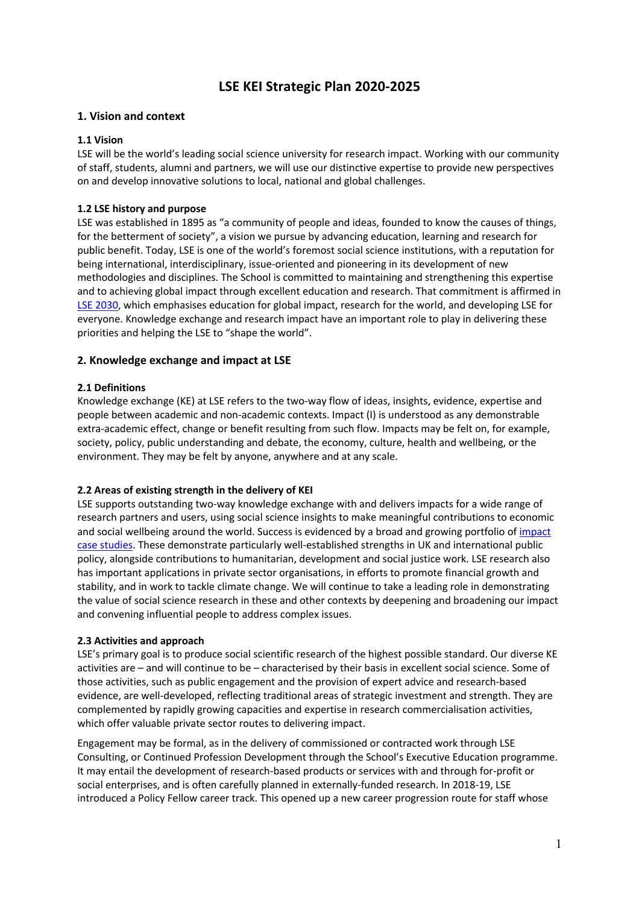# LSE KEI Strategic Plan 2020-2025

## 1. Vision and context

### 1.1 Vision

LSE will be the world's leading social science university for research impact. Working with our community of staff, students, alumni and partners, we will use our distinctive expertise to provide new perspectives on and develop innovative solutions to local, national and global challenges.

### 1.2 LSE history and purpose

LSE was established in 1895 as "a community of people and ideas, founded to know the causes of things, for the betterment of society", a vision we pursue by advancing education, learning and research for public benefit. Today, LSE is one of the world's foremost social science institutions, with a reputation for being international, interdisciplinary, issue-oriented and pioneering in its development of new methodologies and disciplines. The School is committed to maintaining and strengthening this expertise and to achieving global impact through excellent education and research. That commitment is affirmed in LSE 2030, which emphasises education for global impact, research for the world, and developing LSE for everyone. Knowledge exchange and research impact have an important role to play in delivering these priorities and helping the LSE to "shape the world".

## 2. Knowledge exchange and impact at LSE

### 2.1 Definitions

Knowledge exchange (KE) at LSE refers to the two-way flow of ideas, insights, evidence, expertise and people between academic and non-academic contexts. Impact (I) is understood as any demonstrable extra-academic effect, change or benefit resulting from such flow. Impacts may be felt on, for example, society, policy, public understanding and debate, the economy, culture, health and wellbeing, or the environment. They may be felt by anyone, anywhere and at any scale.

### 2.2 Areas of existing strength in the delivery of KEI

LSE supports outstanding two-way knowledge exchange with and delivers impacts for a wide range of research partners and users, using social science insights to make meaningful contributions to economic and social wellbeing around the world. Success is evidenced by a broad and growing portfolio of impact case studies. These demonstrate particularly well-established strengths in UK and international public policy, alongside contributions to humanitarian, development and social justice work. LSE research also has important applications in private sector organisations, in efforts to promote financial growth and stability, and in work to tackle climate change. We will continue to take a leading role in demonstrating the value of social science research in these and other contexts by deepening and broadening our impact and convening influential people to address complex issues.

### 2.3 Activities and approach

LSE's primary goal is to produce social scientific research of the highest possible standard. Our diverse KE activities are – and will continue to be – characterised by their basis in excellent social science. Some of those activities, such as public engagement and the provision of expert advice and research-based evidence, are well-developed, reflecting traditional areas of strategic investment and strength. They are complemented by rapidly growing capacities and expertise in research commercialisation activities, which offer valuable private sector routes to delivering impact.

Engagement may be formal, as in the delivery of commissioned or contracted work through LSE Consulting, or Continued Profession Development through the School's Executive Education programme. It may entail the development of research-based products or services with and through for-profit or social enterprises, and is often carefully planned in externally-funded research. In 2018-19, LSE introduced a Policy Fellow career track. This opened up a new career progression route for staff whose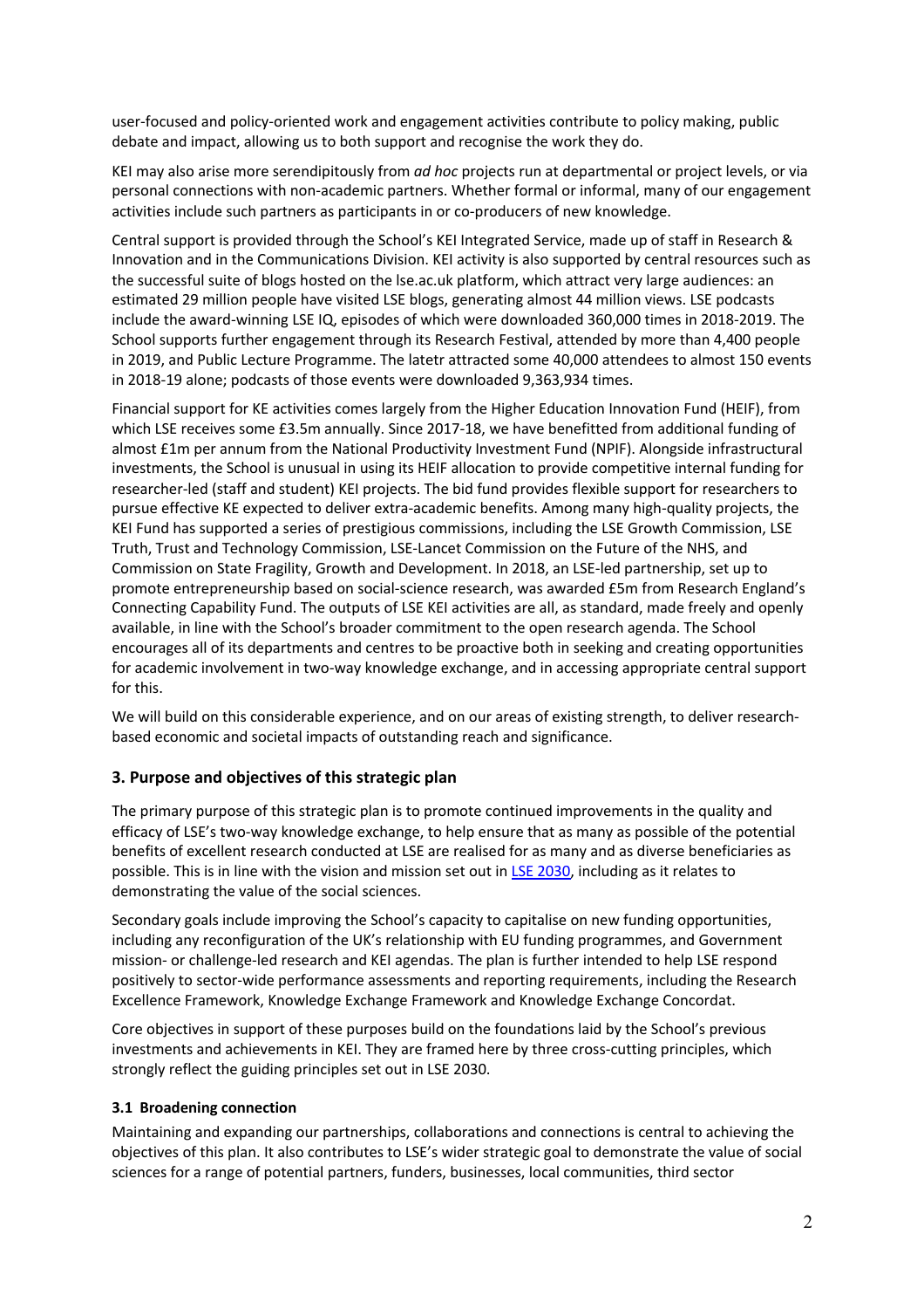user-focused and policy-oriented work and engagement activities contribute to policy making, public debate and impact, allowing us to both support and recognise the work they do.

KEI may also arise more serendipitously from *ad hoc* projects run at departmental or project levels, or via personal connections with non-academic partners. Whether formal or informal, many of our engagement activities include such partners as participants in or co-producers of new knowledge.

Central support is provided through the School's KEI Integrated Service, made up of staff in Research & Innovation and in the Communications Division. KEI activity is also supported by central resources such as the successful suite of blogs hosted on the lse.ac.uk platform, which attract very large audiences: an estimated 29 million people have visited LSE blogs, generating almost 44 million views. LSE podcasts include the award-winning LSE IQ, episodes of which were downloaded 360,000 times in 2018-2019. The School supports further engagement through its Research Festival, attended by more than 4,400 people in 2019, and Public Lecture Programme. The latetr attracted some 40,000 attendees to almost 150 events in 2018-19 alone; podcasts of those events were downloaded 9,363,934 times.

Financial support for KE activities comes largely from the Higher Education Innovation Fund (HEIF), from which LSE receives some £3.5m annually. Since 2017-18, we have benefitted from additional funding of almost £1m per annum from the National Productivity Investment Fund (NPIF). Alongside infrastructural investments, the School is unusual in using its HEIF allocation to provide competitive internal funding for researcher-led (staff and student) KEI projects. The bid fund provides flexible support for researchers to pursue effective KE expected to deliver extra-academic benefits. Among many high-quality projects, the KEI Fund has supported a series of prestigious commissions, including the LSE Growth Commission, LSE Truth, Trust and Technology Commission, LSE-Lancet Commission on the Future of the NHS, and Commission on State Fragility, Growth and Development. In 2018, an LSE-led partnership, set up to promote entrepreneurship based on social-science research, was awarded £5m from Research England's Connecting Capability Fund. The outputs of LSE KEI activities are all, as standard, made freely and openly available, in line with the School's broader commitment to the open research agenda. The School encourages all of its departments and centres to be proactive both in seeking and creating opportunities for academic involvement in two-way knowledge exchange, and in accessing appropriate central support for this.

We will build on this considerable experience, and on our areas of existing strength, to deliver research-based economic and societal impacts of outstanding reach and significance.

## 3. Purpose and objectives of this strategic plan

The primary purpose of this strategic plan is to promote continued improvements in the quality and efficacy of LSE's two-way knowledge exchange, to help ensure that as many as possible of the potential benefits of excellent research conducted at LSE are realised for as many and as diverse beneficiaries as possible. This is in line with the vision and mission set out in LSE 2030, including as it relates to demonstrating the value of the social sciences.

Secondary goals include improving the School's capacity to capitalise on new funding opportunities, including any reconfiguration of the UK's relationship with EU funding programmes, and Government mission- or challenge-led research and KEI agendas. The plan is further intended to help LSE respond positively to sector-wide performance assessments and reporting requirements, including the Research Excellence Framework, Knowledge Exchange Framework and Knowledge Exchange Concordat.

Core objectives in support of these purposes build on the foundations laid by the School's previous investments and achievements in KEI. They are framed here by three cross-cutting principles, which strongly reflect the guiding principles set out in LSE 2030.

### 3.1 Broadening connection

Maintaining and expanding our partnerships, collaborations and connections is central to achieving the objectives of this plan. It also contributes to LSE's wider strategic goal to demonstrate the value of social sciences for a range of potential partners, funders, businesses, local communities, third sector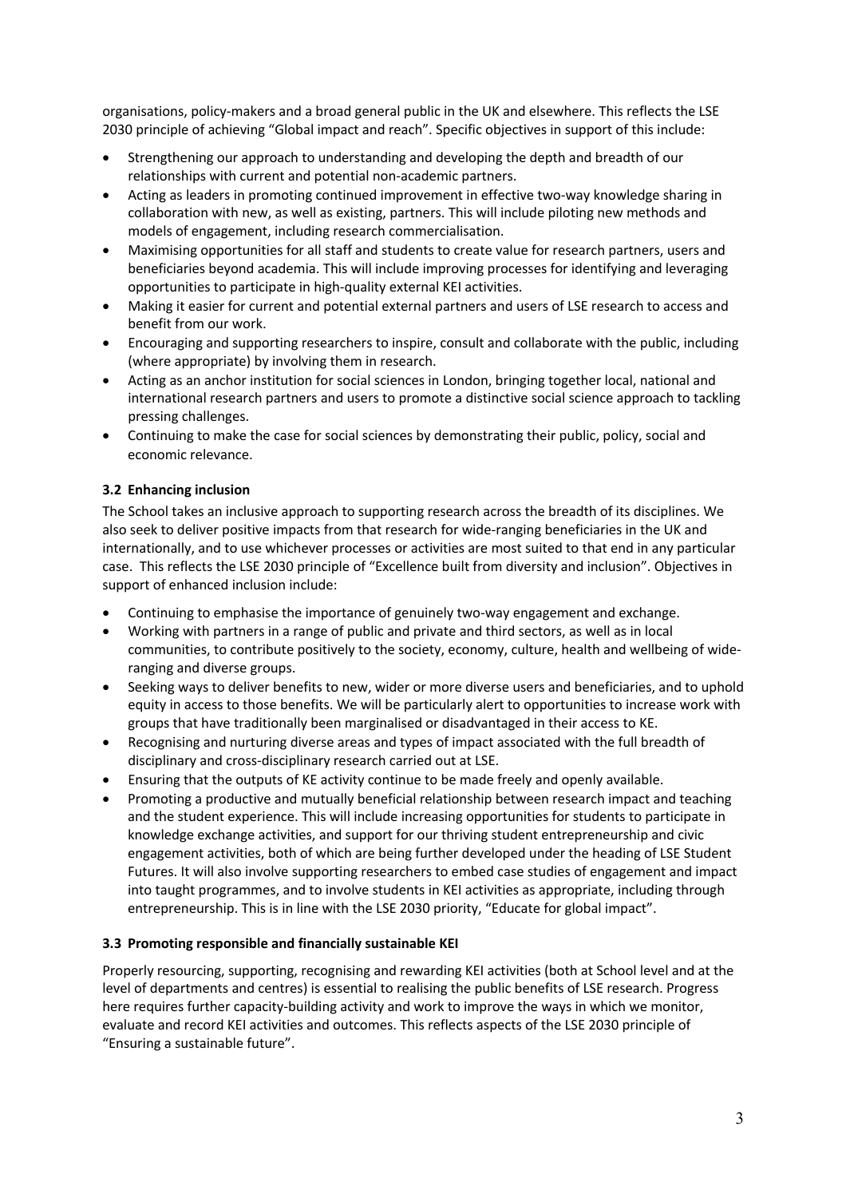organisations, policy-makers and a broad general public in the UK and elsewhere. This reflects the LSE 2030 principle of achieving "Global impact and reach". Specific objectives in support of this include:

- Strengthening our approach to understanding and developing the depth and breadth of our relationships with current and potential non-academic partners.
- Acting as leaders in promoting continued improvement in effective two-way knowledge sharing in collaboration with new, as well as existing, partners. This will include piloting new methods and models of engagement, including research commercialisation.
- Maximising opportunities for all staff and students to create value for research partners, users and beneficiaries beyond academia. This will include improving processes for identifying and leveraging opportunities to participate in high-quality external KEI activities.
- Making it easier for current and potential external partners and users of LSE research to access and benefit from our work.
- Encouraging and supporting researchers to inspire, consult and collaborate with the public, including (where appropriate) by involving them in research.
- Acting as an anchor institution for social sciences in London, bringing together local, national and international research partners and users to promote a distinctive social science approach to tackling pressing challenges.
- Continuing to make the case for social sciences by demonstrating their public, policy, social and economic relevance.

### 3.2 Enhancing inclusion

The School takes an inclusive approach to supporting research across the breadth of its disciplines. We also seek to deliver positive impacts from that research for wide-ranging beneficiaries in the UK and internationally, and to use whichever processes or activities are most suited to that end in any particular case. This reflects the LSE 2030 principle of "Excellence built from diversity and inclusion". Objectives in support of enhanced inclusion include:

- Continuing to emphasise the importance of genuinely two-way engagement and exchange.
- Working with partners in a range of public and private and third sectors, as well as in local communities, to contribute positively to the society, economy, culture, health and wellbeing of wide-ranging and diverse groups.
- Seeking ways to deliver benefits to new, wider or more diverse users and beneficiaries, and to uphold equity in access to those benefits. We will be particularly alert to opportunities to increase work with groups that have traditionally been marginalised or disadvantaged in their access to KE.
- Recognising and nurturing diverse areas and types of impact associated with the full breadth of disciplinary and cross-disciplinary research carried out at LSE.
- Ensuring that the outputs of KE activity continue to be made freely and openly available.
- Promoting a productive and mutually beneficial relationship between research impact and teaching and the student experience. This will include increasing opportunities for students to participate in knowledge exchange activities, and support for our thriving student entrepreneurship and civic engagement activities, both of which are being further developed under the heading of LSE Student Futures. It will also involve supporting researchers to embed case studies of engagement and impact into taught programmes, and to involve students in KEI activities as appropriate, including through entrepreneurship. This is in line with the LSE 2030 priority, "Educate for global impact".

### 3.3 Promoting responsible and financially sustainable KEI

Properly resourcing, supporting, recognising and rewarding KEI activities (both at School level and at the level of departments and centres) is essential to realising the public benefits of LSE research. Progress here requires further capacity-building activity and work to improve the ways in which we monitor, evaluate and record KEI activities and outcomes. This reflects aspects of the LSE 2030 principle of "Ensuring a sustainable future".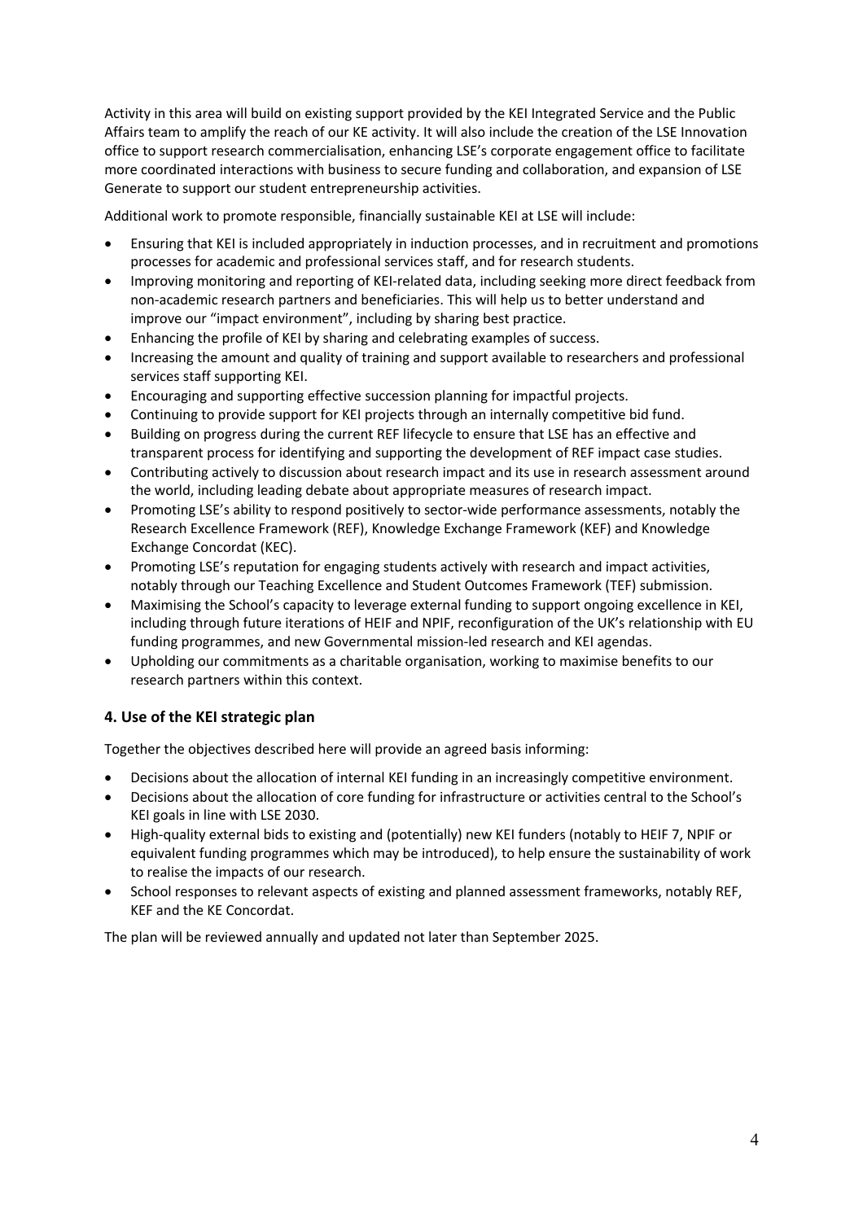Activity in this area will build on existing support provided by the KEI Integrated Service and the Public Affairs team to amplify the reach of our KE activity. It will also include the creation of the LSE Innovation office to support research commercialisation, enhancing LSE's corporate engagement office to facilitate more coordinated interactions with business to secure funding and collaboration, and expansion of LSE Generate to support our student entrepreneurship activities.

Additional work to promote responsible, financially sustainable KEI at LSE will include:

- Ensuring that KEI is included appropriately in induction processes, and in recruitment and promotions processes for academic and professional services staff, and for research students.
- Improving monitoring and reporting of KEI-related data, including seeking more direct feedback from non-academic research partners and beneficiaries. This will help us to better understand and improve our "impact environment", including by sharing best practice.
- Enhancing the profile of KEI by sharing and celebrating examples of success.
- Increasing the amount and quality of training and support available to researchers and professional services staff supporting KEI.
- Encouraging and supporting effective succession planning for impactful projects.
- Continuing to provide support for KEI projects through an internally competitive bid fund.
- Building on progress during the current REF lifecycle to ensure that LSE has an effective and transparent process for identifying and supporting the development of REF impact case studies.
- Contributing actively to discussion about research impact and its use in research assessment around the world, including leading debate about appropriate measures of research impact.
- Promoting LSE's ability to respond positively to sector-wide performance assessments, notably the Research Excellence Framework (REF), Knowledge Exchange Framework (KEF) and Knowledge Exchange Concordat (KEC).
- Promoting LSE's reputation for engaging students actively with research and impact activities, notably through our Teaching Excellence and Student Outcomes Framework (TEF) submission.
- Maximising the School's capacity to leverage external funding to support ongoing excellence in KEI, including through future iterations of HEIF and NPIF, reconfiguration of the UK's relationship with EU funding programmes, and new Governmental mission-led research and KEI agendas.
- Upholding our commitments as a charitable organisation, working to maximise benefits to our research partners within this context.

## 4. Use of the KEI strategic plan

Together the objectives described here will provide an agreed basis informing:

- Decisions about the allocation of internal KEI funding in an increasingly competitive environment.
- Decisions about the allocation of core funding for infrastructure or activities central to the School's KEI goals in line with LSE 2030.
- High-quality external bids to existing and (potentially) new KEI funders (notably to HEIF 7, NPIF or equivalent funding programmes which may be introduced), to help ensure the sustainability of work to realise the impacts of our research.
- School responses to relevant aspects of existing and planned assessment frameworks, notably REF, KEF and the KE Concordat.

The plan will be reviewed annually and updated not later than September 2025.